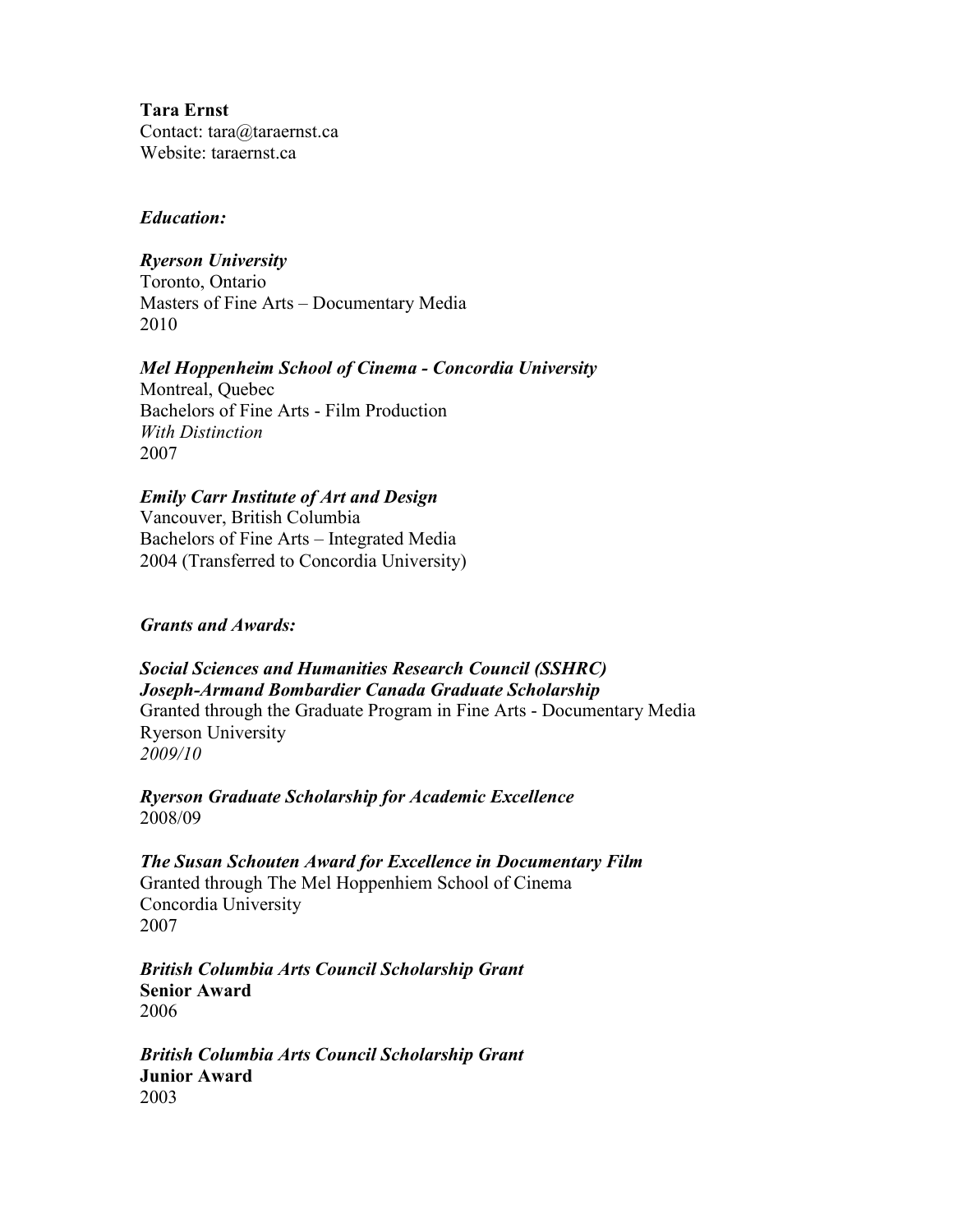**Tara Ernst**
Contact: tara@taraernst.ca
Website: taraernst.ca

## *Education:*

***Ryerson University***
Toronto, Ontario
Masters of Fine Arts – Documentary Media
2010

***Mel Hoppenheim School of Cinema - Concordia University***
Montreal, Quebec
Bachelors of Fine Arts - Film Production
*With Distinction*
2007

***Emily Carr Institute of Art and Design***
Vancouver, British Columbia
Bachelors of Fine Arts – Integrated Media
2004 (Transferred to Concordia University)

## *Grants and Awards:*

***Social Sciences and Humanities Research Council (SSHRC)***
***Joseph-Armand Bombardier Canada Graduate Scholarship***
Granted through the Graduate Program in Fine Arts - Documentary Media
Ryerson University
*2009/10*

***Ryerson Graduate Scholarship for Academic Excellence***
2008/09

***The Susan Schouten Award for Excellence in Documentary Film***
Granted through The Mel Hoppenhiem School of Cinema
Concordia University
2007

***British Columbia Arts Council Scholarship Grant***
**Senior Award**
2006

***British Columbia Arts Council Scholarship Grant***
**Junior Award**
2003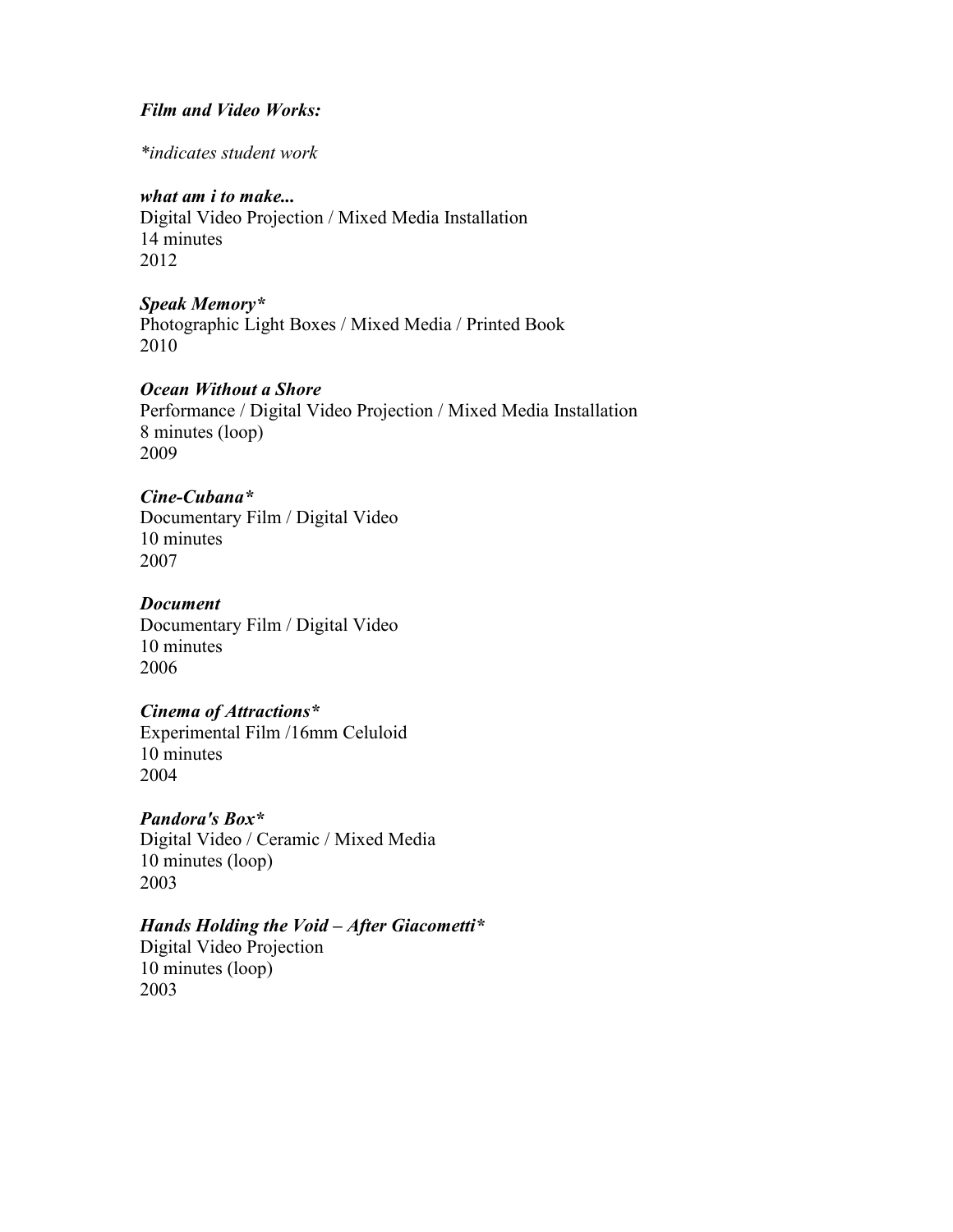***Film and Video Works:***

**indicates student work*

***what am i to make...***
Digital Video Projection / Mixed Media Installation
14 minutes
2012

***Speak Memory****
Photographic Light Boxes / Mixed Media / Printed Book
2010

***Ocean Without a Shore***
Performance / Digital Video Projection / Mixed Media Installation
8 minutes (loop)
2009

***Cine-Cubana****
Documentary Film / Digital Video
10 minutes
2007

***Document***
Documentary Film / Digital Video
10 minutes
2006

***Cinema of Attractions****
Experimental Film /16mm Celuloid
10 minutes
2004

***Pandora's Box****
Digital Video / Ceramic / Mixed Media
10 minutes (loop)
2003

***Hands Holding the Void – After Giacometti****
Digital Video Projection
10 minutes (loop)
2003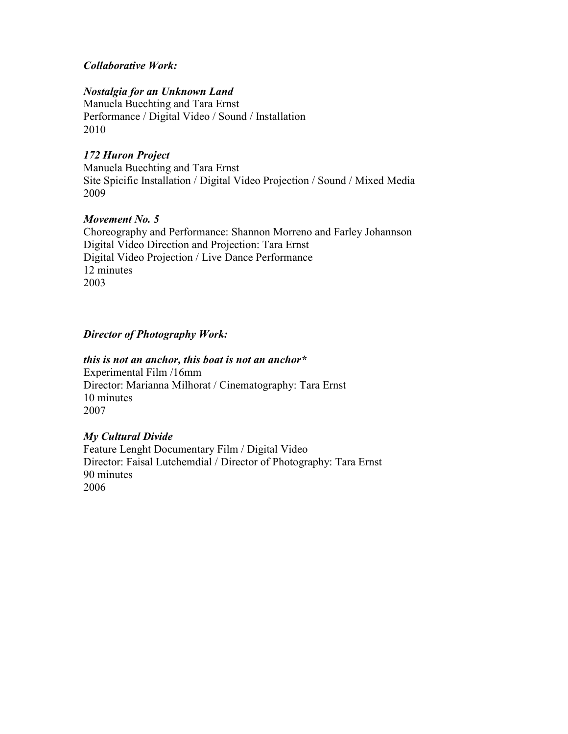***Collaborative Work:***

***Nostalgia for an Unknown Land***
Manuela Buechting and Tara Ernst
Performance / Digital Video / Sound / Installation
2010

***172 Huron Project***
Manuela Buechting and Tara Ernst
Site Spicific Installation / Digital Video Projection / Sound / Mixed Media
2009

***Movement No. 5***
Choreography and Performance: Shannon Morreno and Farley Johannson
Digital Video Direction and Projection: Tara Ernst
Digital Video Projection / Live Dance Performance
12 minutes
2003

***Director of Photography Work:***

***this is not an anchor, this boat is not an anchor****
Experimental Film /16mm
Director: Marianna Milhorat / Cinematography: Tara Ernst
10 minutes
2007

***My Cultural Divide***
Feature Lenght Documentary Film / Digital Video
Director: Faisal Lutchemdial / Director of Photography: Tara Ernst
90 minutes
2006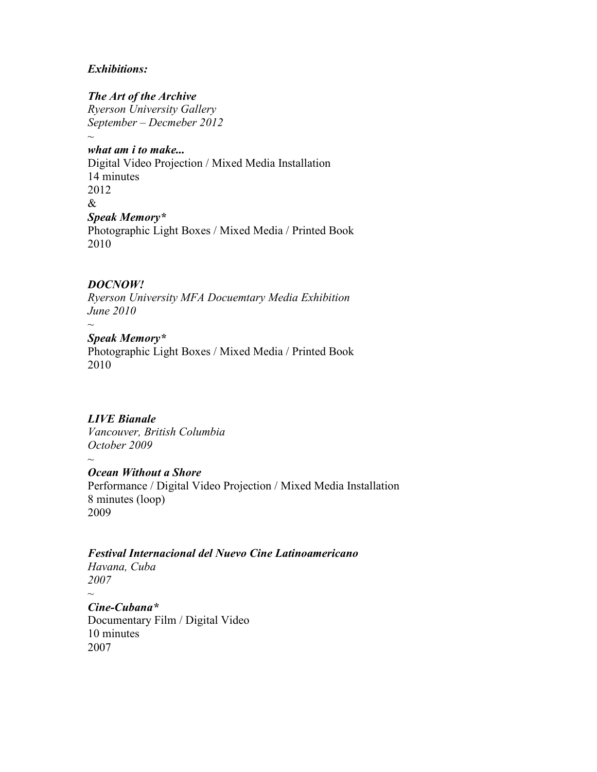***Exhibitions:***

***The Art of the Archive***
*Ryerson University Gallery*
*September – Decmeber 2012*
~
***what am i to make...***
Digital Video Projection / Mixed Media Installation
14 minutes
2012
&
***Speak Memory****
Photographic Light Boxes / Mixed Media / Printed Book
2010

***DOCNOW!***
*Ryerson University MFA Docuemtary Media Exhibition*
*June 2010*
~
***Speak Memory****
Photographic Light Boxes / Mixed Media / Printed Book
2010

***LIVE Bianale***
*Vancouver, British Columbia*
*October 2009*
~
***Ocean Without a Shore***
Performance / Digital Video Projection / Mixed Media Installation
8 minutes (loop)
2009

***Festival Internacional del Nuevo Cine Latinoamericano***
*Havana, Cuba*
*2007*
~
***Cine-Cubana****
Documentary Film / Digital Video
10 minutes
2007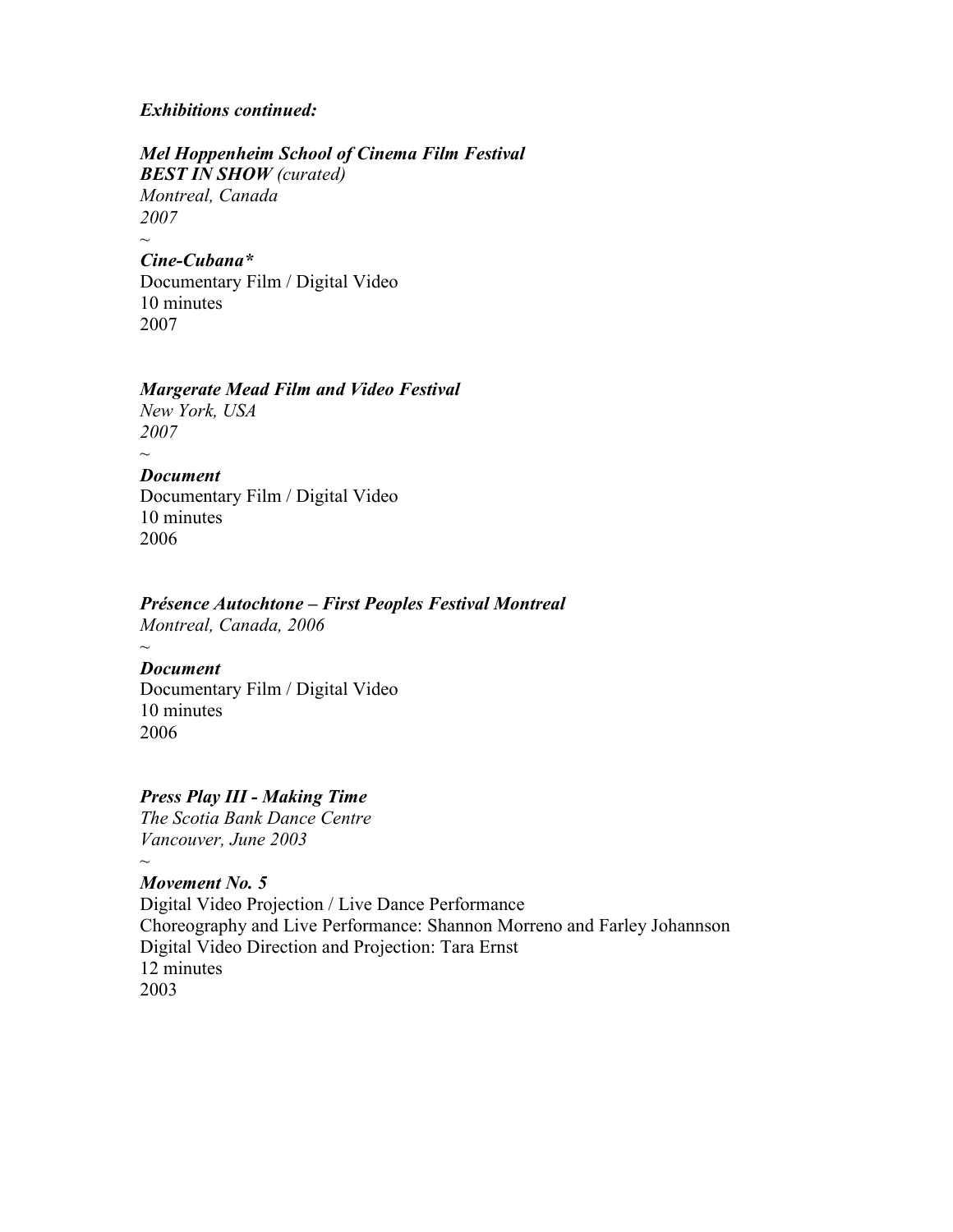***Exhibitions continued:***

***Mel Hoppenheim School of Cinema Film Festival***
***BEST IN SHOW** (curated)*
*Montreal, Canada*
*2007*
~
***Cine-Cubana****
Documentary Film / Digital Video
10 minutes
2007

***Margerate Mead Film and Video Festival***
*New York, USA*
*2007*
~
***Document***
Documentary Film / Digital Video
10 minutes
2006

***Présence Autochtone – First Peoples Festival Montreal***
*Montreal, Canada, 2006*
~
***Document***
Documentary Film / Digital Video
10 minutes
2006

***Press Play III - Making Time***
*The Scotia Bank Dance Centre*
*Vancouver, June 2003*
~
***Movement No. 5***
Digital Video Projection / Live Dance Performance
Choreography and Live Performance: Shannon Morreno and Farley Johannson
Digital Video Direction and Projection: Tara Ernst
12 minutes
2003